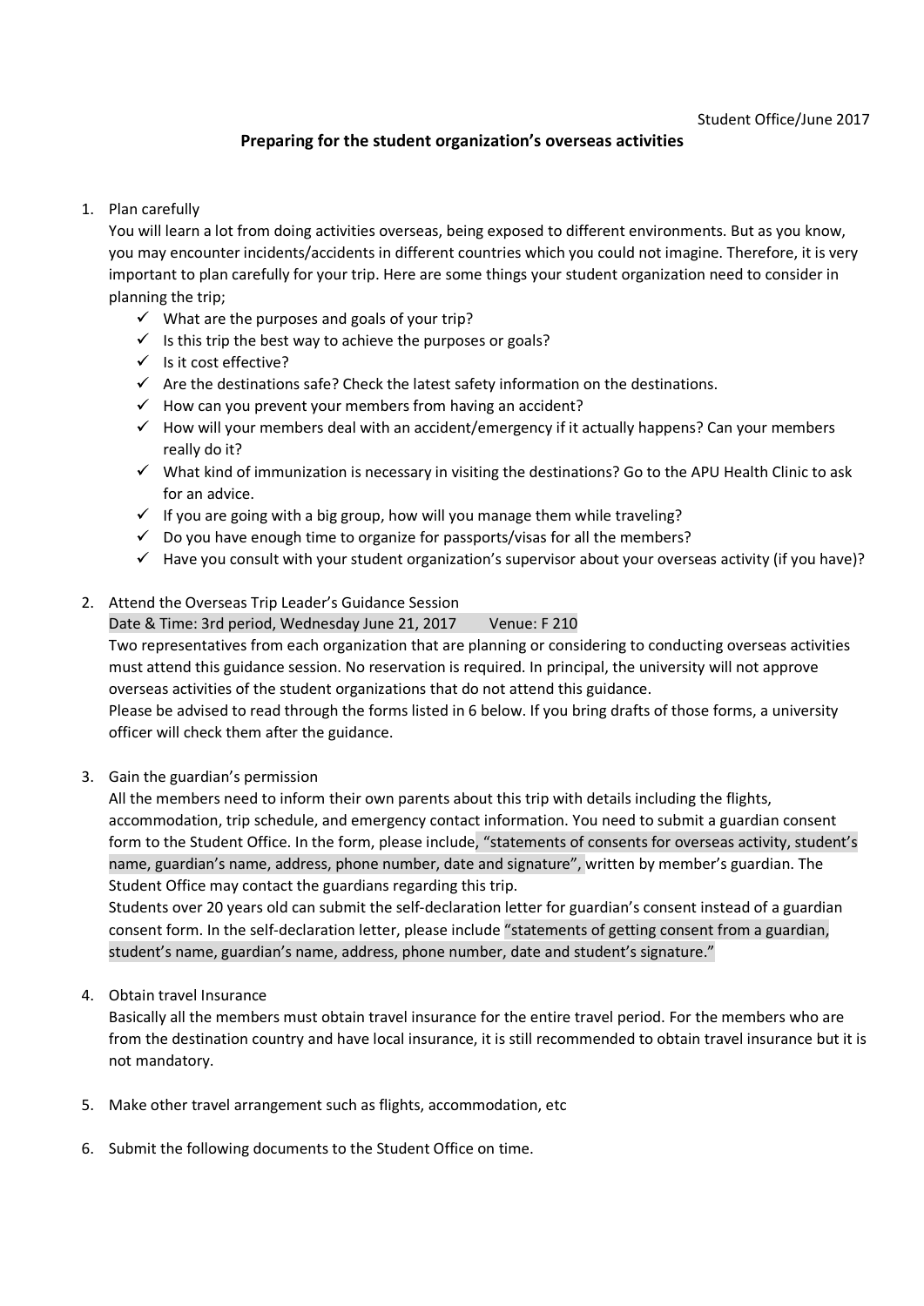Student Office/June 2017

## Preparing for the student organization's overseas activities

1. Plan carefully

   You will learn a lot from doing activities overseas, being exposed to different environments. But as you know, you may encounter incidents/accidents in different countries which you could not imagine. Therefore, it is very important to plan carefully for your trip. Here are some things your student organization need to consider in planning the trip;

   - ✓ What are the purposes and goals of your trip?
   - ✓ Is this trip the best way to achieve the purposes or goals?
   - ✓ Is it cost effective?
   - ✓ Are the destinations safe? Check the latest safety information on the destinations.
   - ✓ How can you prevent your members from having an accident?
   - ✓ How will your members deal with an accident/emergency if it actually happens? Can your members really do it?
   - ✓ What kind of immunization is necessary in visiting the destinations? Go to the APU Health Clinic to ask for an advice.
   - ✓ If you are going with a big group, how will you manage them while traveling?
   - ✓ Do you have enough time to organize for passports/visas for all the members?
   - ✓ Have you consult with your student organization's supervisor about your overseas activity (if you have)?

2. Attend the Overseas Trip Leader's Guidance Session

   Date & Time: 3rd period, Wednesday June 21, 2017 Venue: F 210

   Two representatives from each organization that are planning or considering to conducting overseas activities must attend this guidance session. No reservation is required. In principal, the university will not approve overseas activities of the student organizations that do not attend this guidance.

   Please be advised to read through the forms listed in 6 below. If you bring drafts of those forms, a university officer will check them after the guidance.

3. Gain the guardian's permission

   All the members need to inform their own parents about this trip with details including the flights, accommodation, trip schedule, and emergency contact information. You need to submit a guardian consent form to the Student Office. In the form, please include, "statements of consents for overseas activity, student's name, guardian's name, address, phone number, date and signature", written by member's guardian. The Student Office may contact the guardians regarding this trip.

   Students over 20 years old can submit the self-declaration letter for guardian's consent instead of a guardian consent form. In the self-declaration letter, please include "statements of getting consent from a guardian, student's name, guardian's name, address, phone number, date and student's signature."

4. Obtain travel Insurance

   Basically all the members must obtain travel insurance for the entire travel period. For the members who are from the destination country and have local insurance, it is still recommended to obtain travel insurance but it is not mandatory.

5. Make other travel arrangement such as flights, accommodation, etc

6. Submit the following documents to the Student Office on time.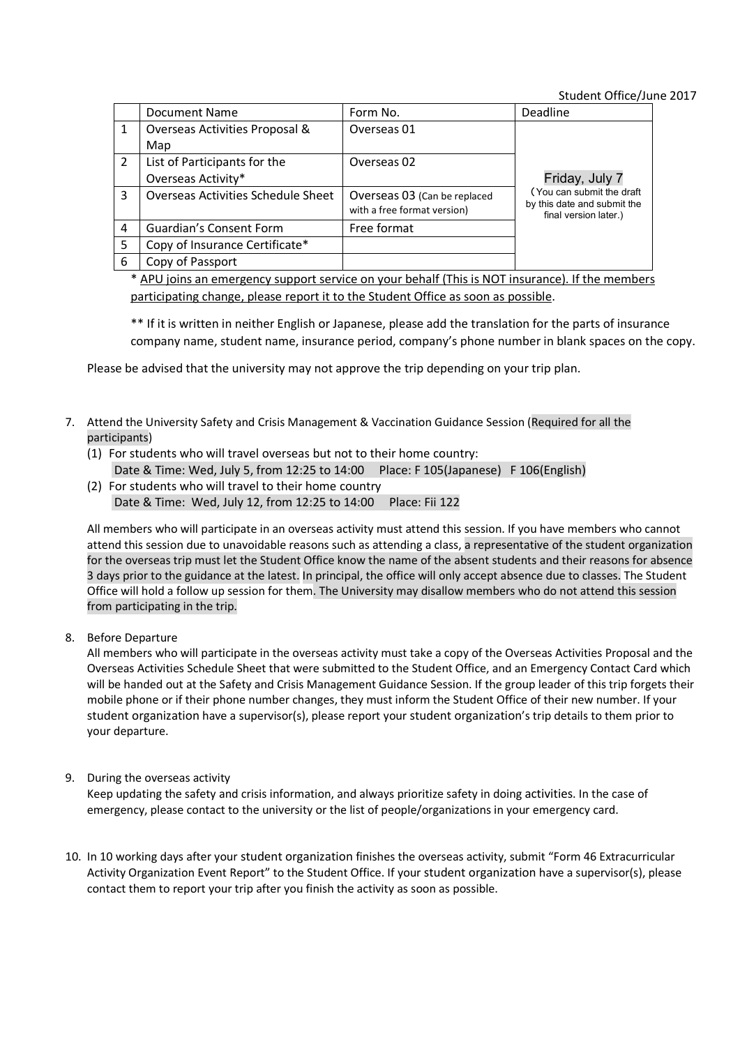Student Office/June 2017

| | Document Name | Form No. | Deadline |
|---|---|---|---|
| 1 | Overseas Activities Proposal & Map | Overseas 01 | Friday, July 7 (You can submit the draft by this date and submit the final version later.) |
| 2 | List of Participants for the Overseas Activity* | Overseas 02 | |
| 3 | Overseas Activities Schedule Sheet | Overseas 03 (Can be replaced with a free format version) | |
| 4 | Guardian's Consent Form | Free format | |
| 5 | Copy of Insurance Certificate* | | |
| 6 | Copy of Passport | | |

\* APU joins an emergency support service on your behalf (This is NOT insurance). If the members participating change, please report it to the Student Office as soon as possible.

\*\* If it is written in neither English or Japanese, please add the translation for the parts of insurance company name, student name, insurance period, company's phone number in blank spaces on the copy.

Please be advised that the university may not approve the trip depending on your trip plan.

7. Attend the University Safety and Crisis Management & Vaccination Guidance Session (Required for all the participants)
   (1) For students who will travel overseas but not to their home country:
       Date & Time: Wed, July 5, from 12:25 to 14:00 Place: F 105(Japanese) F 106(English)
   (2) For students who will travel to their home country
       Date & Time: Wed, July 12, from 12:25 to 14:00 Place: Fii 122

   All members who will participate in an overseas activity must attend this session. If you have members who cannot attend this session due to unavoidable reasons such as attending a class, a representative of the student organization for the overseas trip must let the Student Office know the name of the absent students and their reasons for absence 3 days prior to the guidance at the latest. In principal, the office will only accept absence due to classes. The Student Office will hold a follow up session for them. The University may disallow members who do not attend this session from participating in the trip.

8. Before Departure
   All members who will participate in the overseas activity must take a copy of the Overseas Activities Proposal and the Overseas Activities Schedule Sheet that were submitted to the Student Office, and an Emergency Contact Card which will be handed out at the Safety and Crisis Management Guidance Session. If the group leader of this trip forgets their mobile phone or if their phone number changes, they must inform the Student Office of their new number. If your student organization have a supervisor(s), please report your student organization's trip details to them prior to your departure.

9. During the overseas activity
   Keep updating the safety and crisis information, and always prioritize safety in doing activities. In the case of emergency, please contact to the university or the list of people/organizations in your emergency card.

10. In 10 working days after your student organization finishes the overseas activity, submit "Form 46 Extracurricular Activity Organization Event Report" to the Student Office. If your student organization have a supervisor(s), please contact them to report your trip after you finish the activity as soon as possible.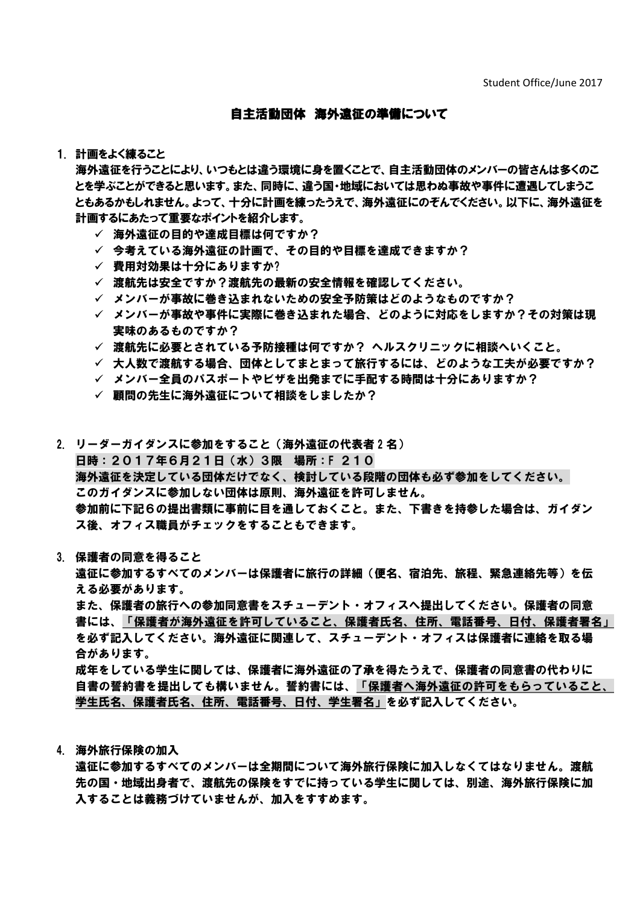Student Office/June 2017

# 自主活動団体 海外遠征の準備について

1. **計画をよく練ること**

   **海外遠征を行うことにより、いつもとは違う環境に身を置くことで、自主活動団体のメンバーの皆さんは多くのことを学ぶことができると思います。また、同時に、違う国・地域においては思わぬ事故や事件に遭遇してしまうこともあるかもしれません。よって、十分に計画を練ったうえで、海外遠征にのぞんでください。以下に、海外遠征を計画するにあたって重要なポイントを紹介します。**

   - ✓ **海外遠征の目的や達成目標は何ですか？**
   - ✓ **今考えている海外遠征の計画で、その目的や目標を達成できますか？**
   - ✓ **費用対効果は十分にありますか?**
   - ✓ **渡航先は安全ですか？渡航先の最新の安全情報を確認してください。**
   - ✓ **メンバーが事故に巻き込まれないための安全予防策はどのようなものですか？**
   - ✓ **メンバーが事故や事件に実際に巻き込まれた場合、どのように対応をしますか？その対策は現実味のあるものですか？**
   - ✓ **渡航先に必要とされている予防接種は何ですか？ ヘルスクリニックに相談へいくこと。**
   - ✓ **大人数で渡航する場合、団体としてまとまって旅行するには、どのような工夫が必要ですか？**
   - ✓ **メンバー全員のパスポートやビザを出発までに手配する時間は十分にありますか？**
   - ✓ **顧問の先生に海外遠征について相談をしましたか？**

2. **リーダーガイダンスに参加をすること（海外遠征の代表者 2 名）**

   **日時：２０１７年６月２１日（水）３限　場所：F ２１０**

   **海外遠征を決定している団体だけでなく、検討している段階の団体も必ず参加をしてください。**

   **このガイダンスに参加しない団体は原則、海外遠征を許可しません。**

   **参加前に下記６の提出書類に事前に目を通しておくこと。また、下書きを持参した場合は、ガイダンス後、オフィス職員がチェックをすることもできます。**

3. **保護者の同意を得ること**

   **遠征に参加するすべてのメンバーは保護者に旅行の詳細（便名、宿泊先、旅程、緊急連絡先等）を伝える必要があります。**

   **また、保護者の旅行への参加同意書をスチューデント・オフィスへ提出してください。保護者の同意書には、<u>「保護者が海外遠征を許可していること、保護者氏名、住所、電話番号、日付、保護者署名」</u>を必ず記入してください。海外遠征に関連して、スチューデント・オフィスは保護者に連絡を取る場合があります。**

   **成年をしている学生に関しては、保護者に海外遠征の了承を得たうえで、保護者の同意書の代わりに自書の誓約書を提出しても構いません。誓約書には、<u>「保護者へ海外遠征の許可をもらっていること、学生氏名、保護者氏名、住所、電話番号、日付、学生署名」</u>を必ず記入してください。**

4. **海外旅行保険の加入**

   **遠征に参加するすべてのメンバーは全期間について海外旅行保険に加入しなくてはなりません。渡航先の国・地域出身者で、渡航先の保険をすでに持っている学生に関しては、別途、海外旅行保険に加入することは義務づけていませんが、加入をすすめます。**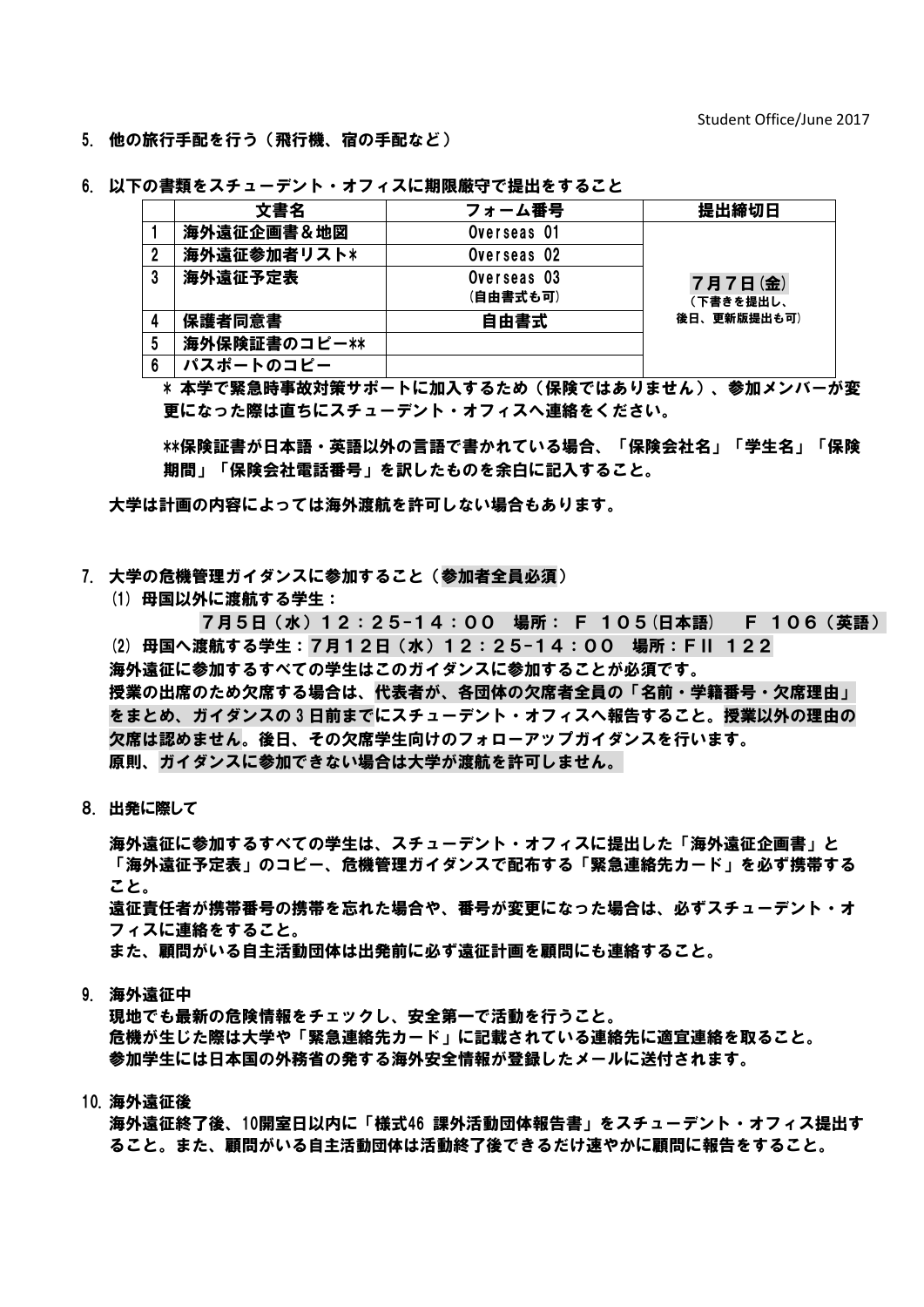5. 他の旅行手配を行う（飛行機、宿の手配など）

6. 以下の書類をスチューデント・オフィスに期限厳守で提出をすること

| | 文書名 | フォーム番号 | 提出締切日 |
|---|---|---|---|
| 1 | 海外遠征企画書＆地図 | Overseas 01 | **7月7日(金)**（下書きを提出し、後日、更新版提出も可） |
| 2 | 海外遠征参加者リスト* | Overseas 02 | |
| 3 | 海外遠征予定表 | Overseas 03（自由書式も可） | |
| 4 | 保護者同意書 | 自由書式 | |
| 5 | 海外保険証書のコピー** | | |
| 6 | パスポートのコピー | | |

\* 本学で緊急時事故対策サポートに加入するため（保険ではありません）、参加メンバーが変更になった際は直ちにスチューデント・オフィスへ連絡をください。

**保険証書が日本語・英語以外の言語で書かれている場合、「保険会社名」「学生名」「保険期間」「保険会社電話番号」を訳したものを余白に記入すること。

大学は計画の内容によっては海外渡航を許可しない場合もあります。

7. 大学の危機管理ガイダンスに参加すること（**参加者全員必須**）
   (1) 母国以外に渡航する学生：
   **７月５日（水）１２：２５-１４：００　場所：Ｆ １０５(日本語)　Ｆ １０６（英語）**
   (2) 母国へ渡航する学生：**７月１２日（水）１２：２５-１４：００　場所：FII １２２**
   海外遠征に参加するすべての学生はこのガイダンスに参加することが必須です。
   授業の出席のため欠席する場合は、**代表者が、各団体の欠席者全員の「名前・学籍番号・欠席理由」をまとめ、ガイダンスの3日前までに**スチューデント・オフィスへ報告すること。**授業以外の理由の欠席は認めません**。後日、その欠席学生向けのフォローアップガイダンスを行います。
   原則、**ガイダンスに参加できない場合は大学が渡航を許可しません。**

8. 出発に際して

   海外遠征に参加するすべての学生は、スチューデント・オフィスに提出した「海外遠征企画書」と「海外遠征予定表」のコピー、危機管理ガイダンスで配布する「緊急連絡先カード」を必ず携帯すること。
   遠征責任者が携帯番号の携帯を忘れた場合や、番号が変更になった場合は、必ずスチューデント・オフィスに連絡をすること。
   また、顧問がいる自主活動団体は出発前に必ず遠征計画を顧問にも連絡すること。

9. 海外遠征中
   現地でも最新の危険情報をチェックし、安全第一で活動を行うこと。
   危機が生じた際は大学や「緊急連絡先カード」に記載されている連絡先に適宜連絡を取ること。
   参加学生には日本国の外務省の発する海外安全情報が登録したメールに送付されます。

10. 海外遠征後
    海外遠征終了後、10開室日以内に「様式46 課外活動団体報告書」をスチューデント・オフィス提出すること。また、顧問がいる自主活動団体は活動終了後できるだけ速やかに顧問に報告をすること。